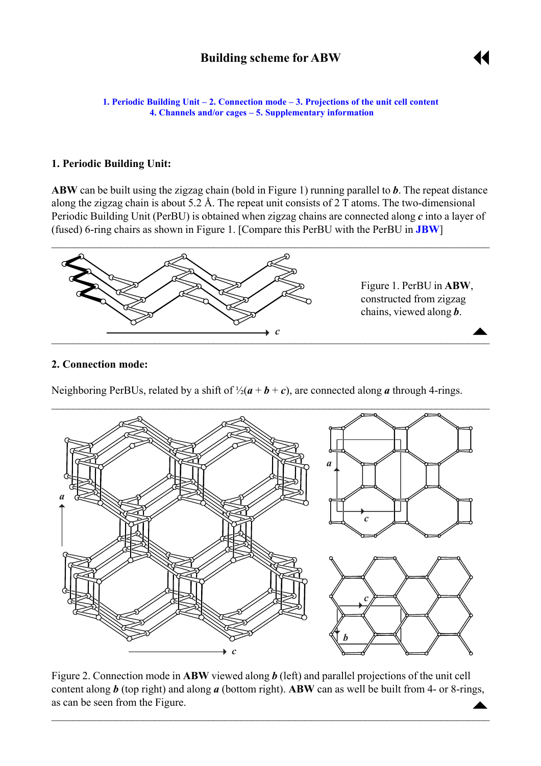# Building scheme for ABW

1. Periodic Building Unit – 2. Connection mode – 3. Projections of the unit cell content
4. Channels and/or cages – 5. Supplementary information

## 1. Periodic Building Unit:

**ABW** can be built using the zigzag chain (bold in Figure 1) running parallel to ***b***. The repeat distance along the zigzag chain is about 5.2 Å. The repeat unit consists of 2 T atoms. The two-dimensional Periodic Building Unit (PerBU) is obtained when zigzag chains are connected along ***c*** into a layer of (fused) 6-ring chairs as shown in Figure 1. [Compare this PerBU with the PerBU in **JBW**]

Figure 1. PerBU in **ABW**, constructed from zigzag chains, viewed along ***b***.

## 2. Connection mode:

Neighboring PerBUs, related by a shift of ½(***a*** + ***b*** + ***c***), are connected along ***a*** through 4-rings.

Figure 2. Connection mode in **ABW** viewed along ***b*** (left) and parallel projections of the unit cell content along ***b*** (top right) and along ***a*** (bottom right). **ABW** can as well be built from 4- or 8-rings, as can be seen from the Figure.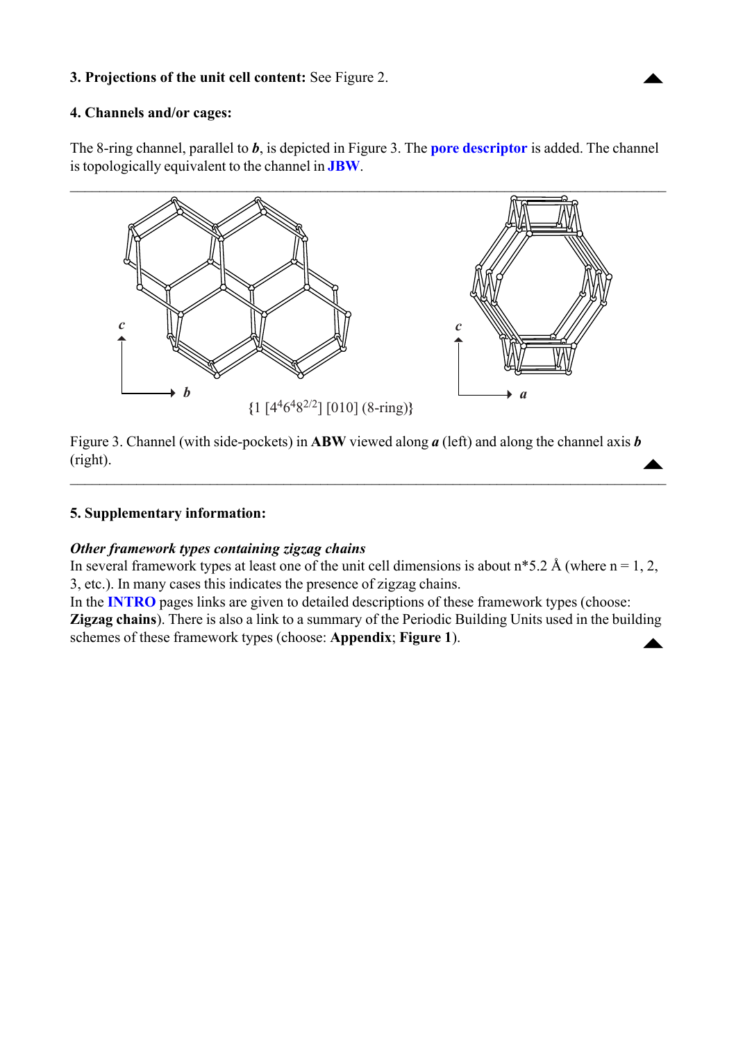**3. Projections of the unit cell content:** See Figure 2.

**4. Channels and/or cages:**

The 8-ring channel, parallel to ***b***, is depicted in Figure 3. The pore descriptor is added. The channel is topologically equivalent to the channel in **JBW**.

c

b

c

a

{1 [$4^4 6^4 8^{2/2}$] [010] (8-ring)}

Figure 3. Channel (with side-pockets) in **ABW** viewed along ***a*** (left) and along the channel axis ***b*** (right).

**5. Supplementary information:**

***Other framework types containing zigzag chains***

In several framework types at least one of the unit cell dimensions is about n*5.2 Å (where n = 1, 2, 3, etc.). In many cases this indicates the presence of zigzag chains.

In the **INTRO** pages links are given to detailed descriptions of these framework types (choose: **Zigzag chains**). There is also a link to a summary of the Periodic Building Units used in the building schemes of these framework types (choose: **Appendix**; **Figure 1**).